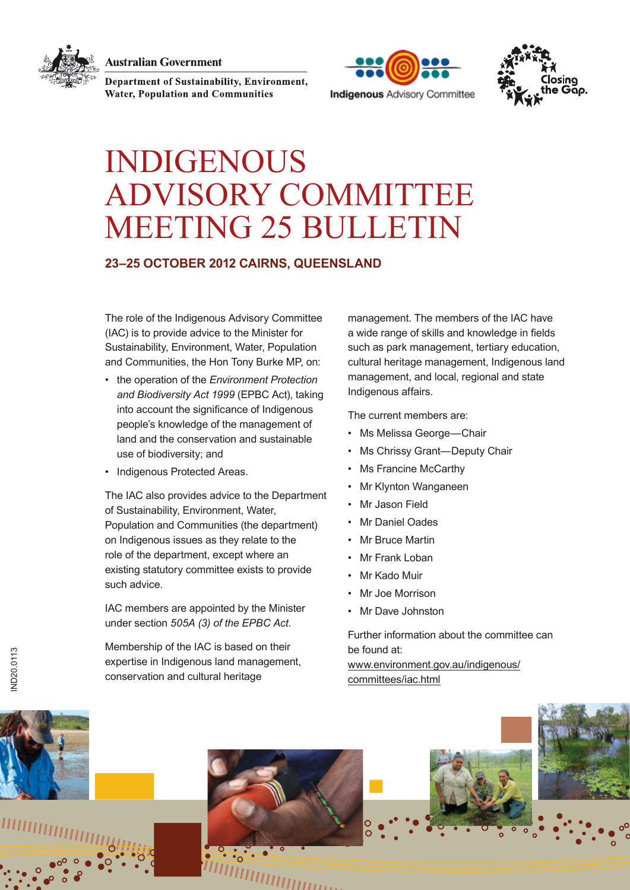Australian Government

Department of Sustainability, Environment, Water, Population and Communities

Indigenous Advisory Committee

Closing the Gap.

# INDIGENOUS ADVISORY COMMITTEE MEETING 25 BULLETIN

## 23–25 OCTOBER 2012 CAIRNS, QUEENSLAND

The role of the Indigenous Advisory Committee (IAC) is to provide advice to the Minister for Sustainability, Environment, Water, Population and Communities, the Hon Tony Burke MP, on:

- the operation of the *Environment Protection and Biodiversity Act 1999* (EPBC Act), taking into account the significance of Indigenous people's knowledge of the management of land and the conservation and sustainable use of biodiversity; and
- Indigenous Protected Areas.

The IAC also provides advice to the Department of Sustainability, Environment, Water, Population and Communities (the department) on Indigenous issues as they relate to the role of the department, except where an existing statutory committee exists to provide such advice.

IAC members are appointed by the Minister under section *505A (3) of the EPBC Act*.

Membership of the IAC is based on their expertise in Indigenous land management, conservation and cultural heritage management. The members of the IAC have a wide range of skills and knowledge in fields such as park management, tertiary education, cultural heritage management, Indigenous land management, and local, regional and state Indigenous affairs.

The current members are:

- Ms Melissa George—Chair
- Ms Chrissy Grant—Deputy Chair
- Ms Francine McCarthy
- Mr Klynton Wanganeen
- Mr Jason Field
- Mr Daniel Oades
- Mr Bruce Martin
- Mr Frank Loban
- Mr Kado Muir
- Mr Joe Morrison
- Mr Dave Johnston

Further information about the committee can be found at:
www.environment.gov.au/indigenous/committees/iac.html

IND20.0113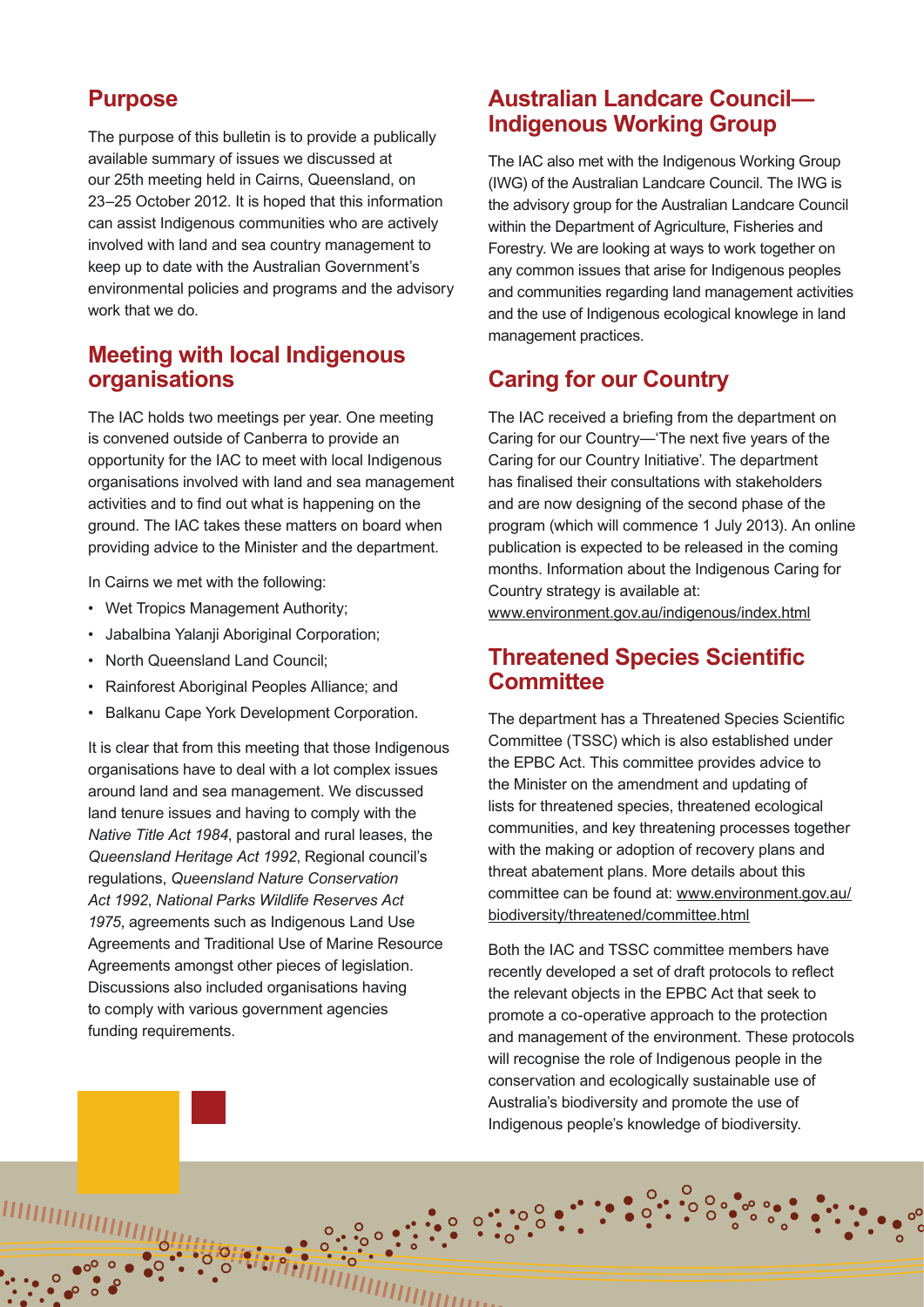## Purpose

The purpose of this bulletin is to provide a publically available summary of issues we discussed at our 25th meeting held in Cairns, Queensland, on 23–25 October 2012. It is hoped that this information can assist Indigenous communities who are actively involved with land and sea country management to keep up to date with the Australian Government's environmental policies and programs and the advisory work that we do.

## Meeting with local Indigenous organisations

The IAC holds two meetings per year. One meeting is convened outside of Canberra to provide an opportunity for the IAC to meet with local Indigenous organisations involved with land and sea management activities and to find out what is happening on the ground. The IAC takes these matters on board when providing advice to the Minister and the department.

In Cairns we met with the following:

- Wet Tropics Management Authority;
- Jabalbina Yalanji Aboriginal Corporation;
- North Queensland Land Council;
- Rainforest Aboriginal Peoples Alliance; and
- Balkanu Cape York Development Corporation.

It is clear that from this meeting that those Indigenous organisations have to deal with a lot complex issues around land and sea management. We discussed land tenure issues and having to comply with the *Native Title Act 1984*, pastoral and rural leases, the *Queensland Heritage Act 1992*, Regional council's regulations, *Queensland Nature Conservation Act 1992*, *National Parks Wildlife Reserves Act 1975*, agreements such as Indigenous Land Use Agreements and Traditional Use of Marine Resource Agreements amongst other pieces of legislation. Discussions also included organisations having to comply with various government agencies funding requirements.

## Australian Landcare Council—Indigenous Working Group

The IAC also met with the Indigenous Working Group (IWG) of the Australian Landcare Council. The IWG is the advisory group for the Australian Landcare Council within the Department of Agriculture, Fisheries and Forestry. We are looking at ways to work together on any common issues that arise for Indigenous peoples and communities regarding land management activities and the use of Indigenous ecological knowlege in land management practices.

## Caring for our Country

The IAC received a briefing from the department on Caring for our Country—'The next five years of the Caring for our Country Initiative'. The department has finalised their consultations with stakeholders and are now designing of the second phase of the program (which will commence 1 July 2013). An online publication is expected to be released in the coming months. Information about the Indigenous Caring for Country strategy is available at: www.environment.gov.au/indigenous/index.html

## Threatened Species Scientific Committee

The department has a Threatened Species Scientific Committee (TSSC) which is also established under the EPBC Act. This committee provides advice to the Minister on the amendment and updating of lists for threatened species, threatened ecological communities, and key threatening processes together with the making or adoption of recovery plans and threat abatement plans. More details about this committee can be found at: www.environment.gov.au/biodiversity/threatened/committee.html

Both the IAC and TSSC committee members have recently developed a set of draft protocols to reflect the relevant objects in the EPBC Act that seek to promote a co-operative approach to the protection and management of the environment. These protocols will recognise the role of Indigenous people in the conservation and ecologically sustainable use of Australia's biodiversity and promote the use of Indigenous people's knowledge of biodiversity.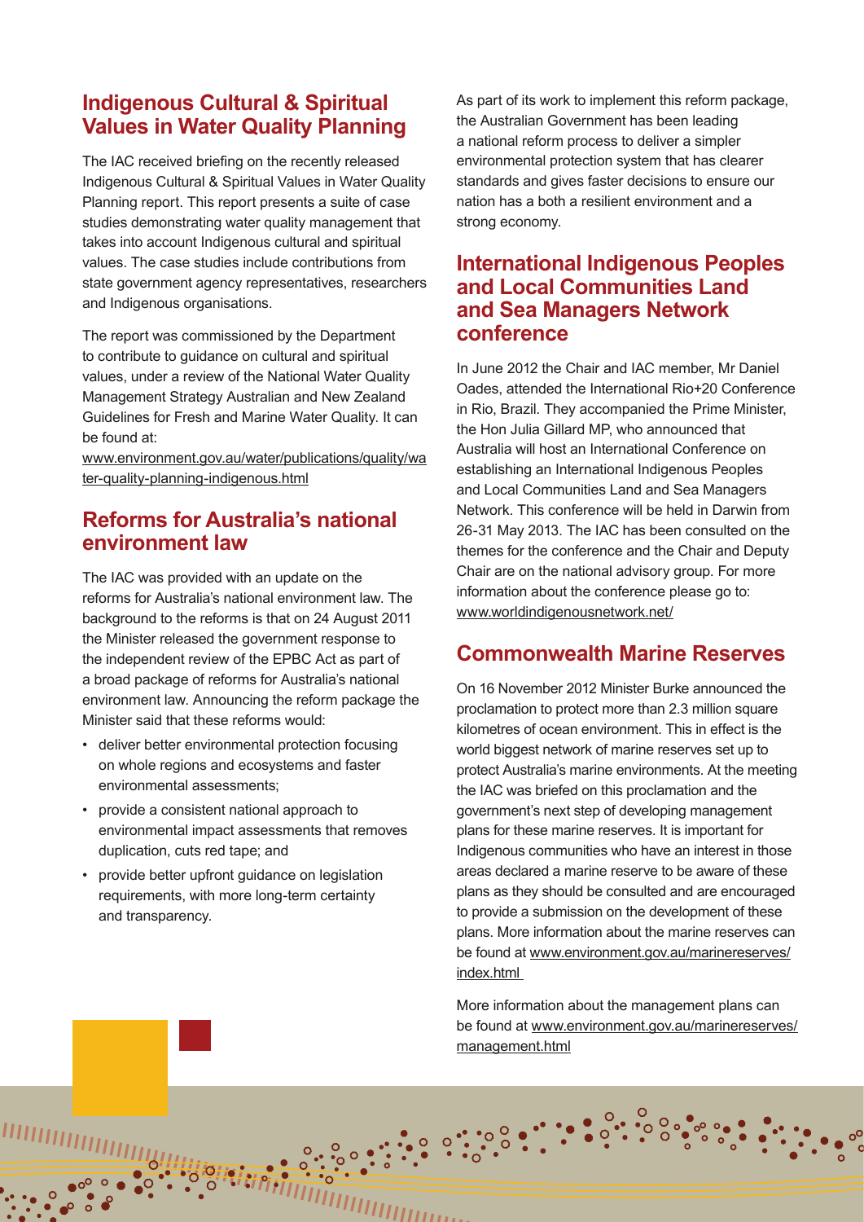## Indigenous Cultural & Spiritual Values in Water Quality Planning

The IAC received briefing on the recently released Indigenous Cultural & Spiritual Values in Water Quality Planning report. This report presents a suite of case studies demonstrating water quality management that takes into account Indigenous cultural and spiritual values. The case studies include contributions from state government agency representatives, researchers and Indigenous organisations.

The report was commissioned by the Department to contribute to guidance on cultural and spiritual values, under a review of the National Water Quality Management Strategy Australian and New Zealand Guidelines for Fresh and Marine Water Quality. It can be found at: www.environment.gov.au/water/publications/quality/water-quality-planning-indigenous.html

## Reforms for Australia's national environment law

The IAC was provided with an update on the reforms for Australia's national environment law. The background to the reforms is that on 24 August 2011 the Minister released the government response to the independent review of the EPBC Act as part of a broad package of reforms for Australia's national environment law. Announcing the reform package the Minister said that these reforms would:

- deliver better environmental protection focusing on whole regions and ecosystems and faster environmental assessments;
- provide a consistent national approach to environmental impact assessments that removes duplication, cuts red tape; and
- provide better upfront guidance on legislation requirements, with more long-term certainty and transparency.

As part of its work to implement this reform package, the Australian Government has been leading a national reform process to deliver a simpler environmental protection system that has clearer standards and gives faster decisions to ensure our nation has a both a resilient environment and a strong economy.

## International Indigenous Peoples and Local Communities Land and Sea Managers Network conference

In June 2012 the Chair and IAC member, Mr Daniel Oades, attended the International Rio+20 Conference in Rio, Brazil. They accompanied the Prime Minister, the Hon Julia Gillard MP, who announced that Australia will host an International Conference on establishing an International Indigenous Peoples and Local Communities Land and Sea Managers Network. This conference will be held in Darwin from 26-31 May 2013. The IAC has been consulted on the themes for the conference and the Chair and Deputy Chair are on the national advisory group. For more information about the conference please go to: www.worldindigenousnetwork.net/

## Commonwealth Marine Reserves

On 16 November 2012 Minister Burke announced the proclamation to protect more than 2.3 million square kilometres of ocean environment. This in effect is the world biggest network of marine reserves set up to protect Australia's marine environments. At the meeting the IAC was briefed on this proclamation and the government's next step of developing management plans for these marine reserves. It is important for Indigenous communities who have an interest in those areas declared a marine reserve to be aware of these plans as they should be consulted and are encouraged to provide a submission on the development of these plans. More information about the marine reserves can be found at www.environment.gov.au/marinereserves/index.html

More information about the management plans can be found at www.environment.gov.au/marinereserves/management.html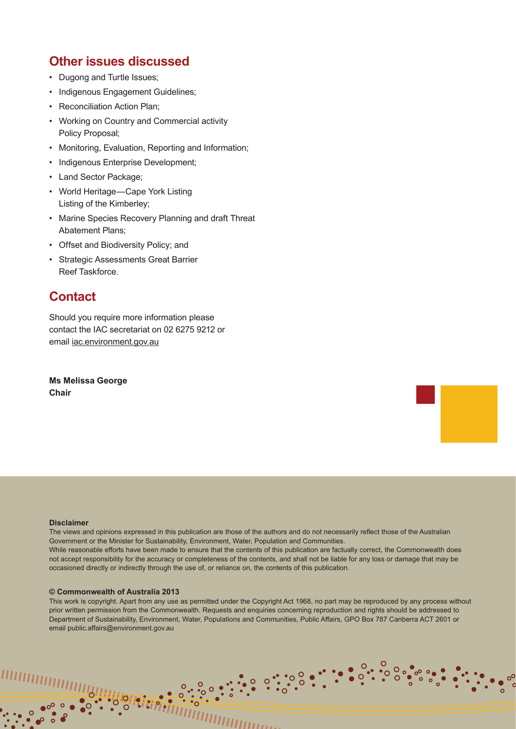## Other issues discussed

- Dugong and Turtle Issues;
- Indigenous Engagement Guidelines;
- Reconciliation Action Plan;
- Working on Country and Commercial activity Policy Proposal;
- Monitoring, Evaluation, Reporting and Information;
- Indigenous Enterprise Development;
- Land Sector Package;
- World Heritage—Cape York Listing Listing of the Kimberley;
- Marine Species Recovery Planning and draft Threat Abatement Plans;
- Offset and Biodiversity Policy; and
- Strategic Assessments Great Barrier Reef Taskforce.

## Contact

Should you require more information please contact the IAC secretariat on 02 6275 9212 or email iac.environment.gov.au

**Ms Melissa George**
**Chair**

**Disclaimer**

The views and opinions expressed in this publication are those of the authors and do not necessarily reflect those of the Australian Government or the Minister for Sustainability, Environment, Water, Population and Communities.

While reasonable efforts have been made to ensure that the contents of this publication are factually correct, the Commonwealth does not accept responsibility for the accuracy or completeness of the contents, and shall not be liable for any loss or damage that may be occasioned directly or indirectly through the use of, or reliance on, the contents of this publication.

**© Commonwealth of Australia 2013**

This work is copyright. Apart from any use as permitted under the Copyright Act 1968, no part may be reproduced by any process without prior written permission from the Commonwealth. Requests and enquiries concerning reproduction and rights should be addressed to Department of Sustainability, Environment, Water, Populations and Communities, Public Affairs, GPO Box 787 Canberra ACT 2601 or email public.affairs@environment.gov.au